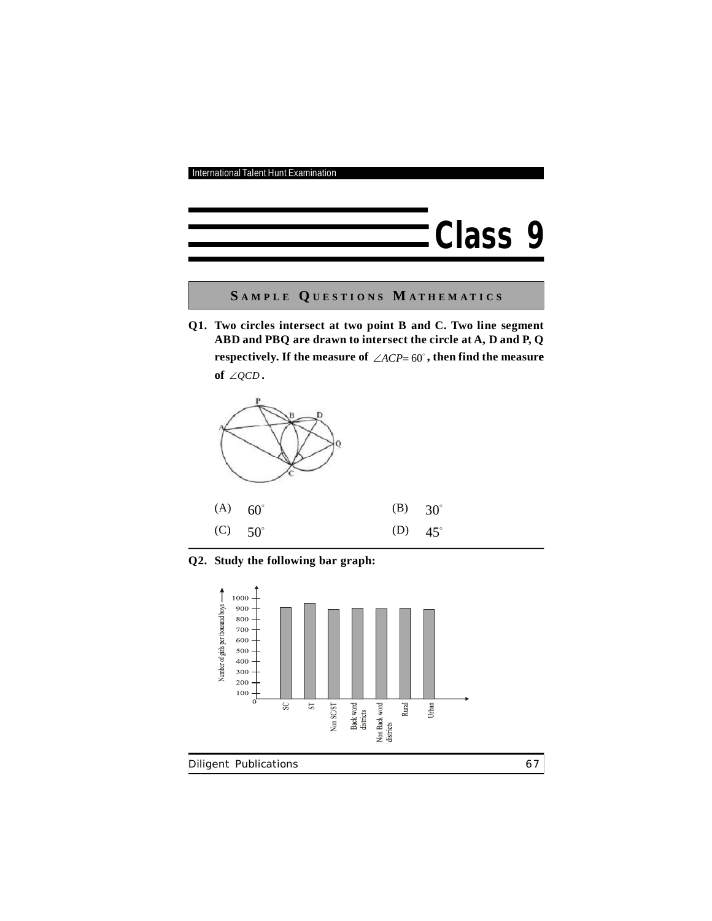# Class 9

## SAMPLE QUESTIONS MATHEMATICS

**Q1. Two circles intersect at two point B and C. Two line segment ABD and PBQ are drawn to intersect the circle at A, D and P, Q respectively. If the measure of $\angle ACP = 60^\circ$, then find the measure of $\angle QCD$.**

(A) $60^\circ$ (B) $30^\circ$

(C) $50^\circ$ (D) $45^\circ$

**Q2. Study the following bar graph:**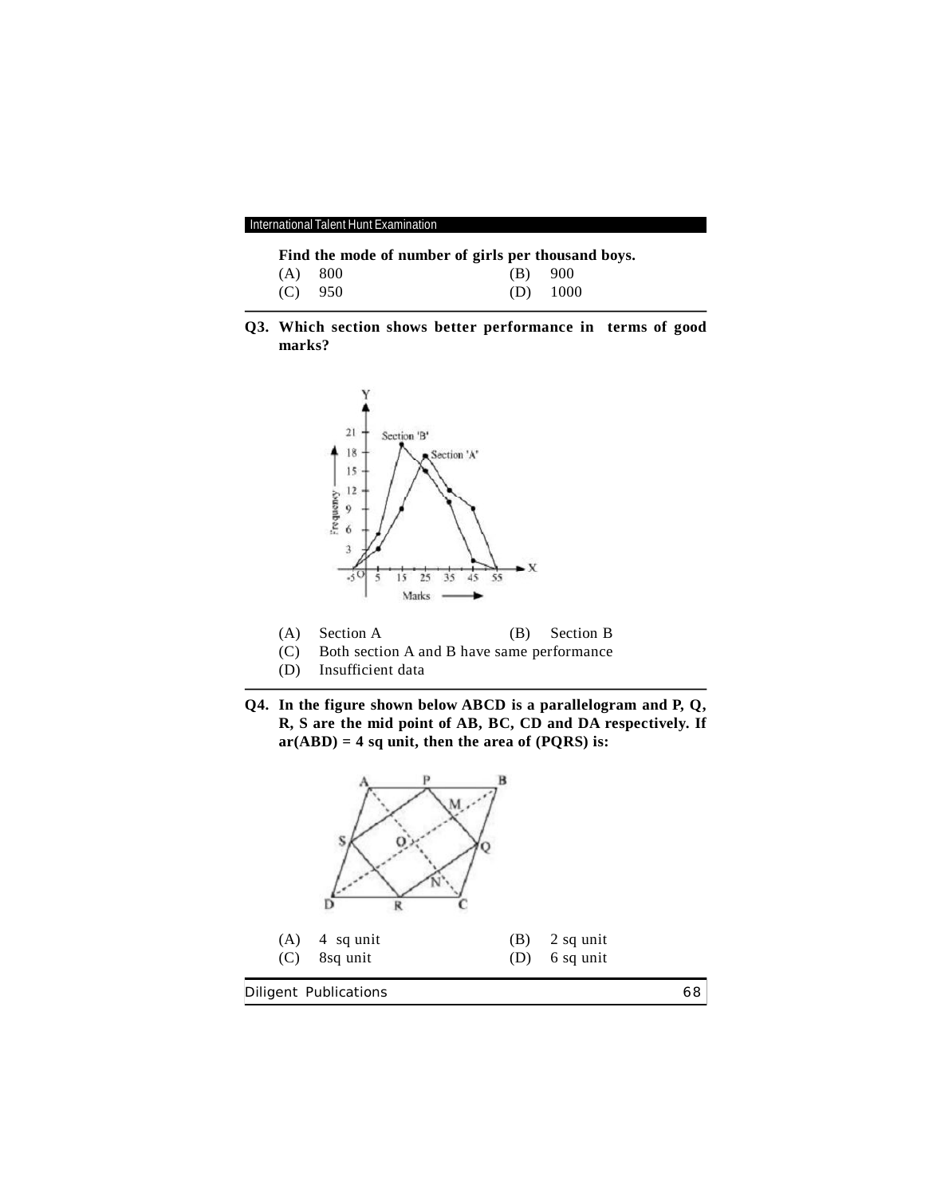**Find the mode of number of girls per thousand boys.**

(A) 800 (B) 900

(C) 950 (D) 1000

**Q3. Which section shows better performance in terms of good marks?**

(A) Section A (B) Section B

(C) Both section A and B have same performance

(D) Insufficient data

**Q4. In the figure shown below ABCD is a parallelogram and P, Q, R, S are the mid point of AB, BC, CD and DA respectively. If ar(ABD) = 4 sq unit, then the area of (PQRS) is:**

(A) 4 sq unit (B) 2 sq unit

(C) 8sq unit (D) 6 sq unit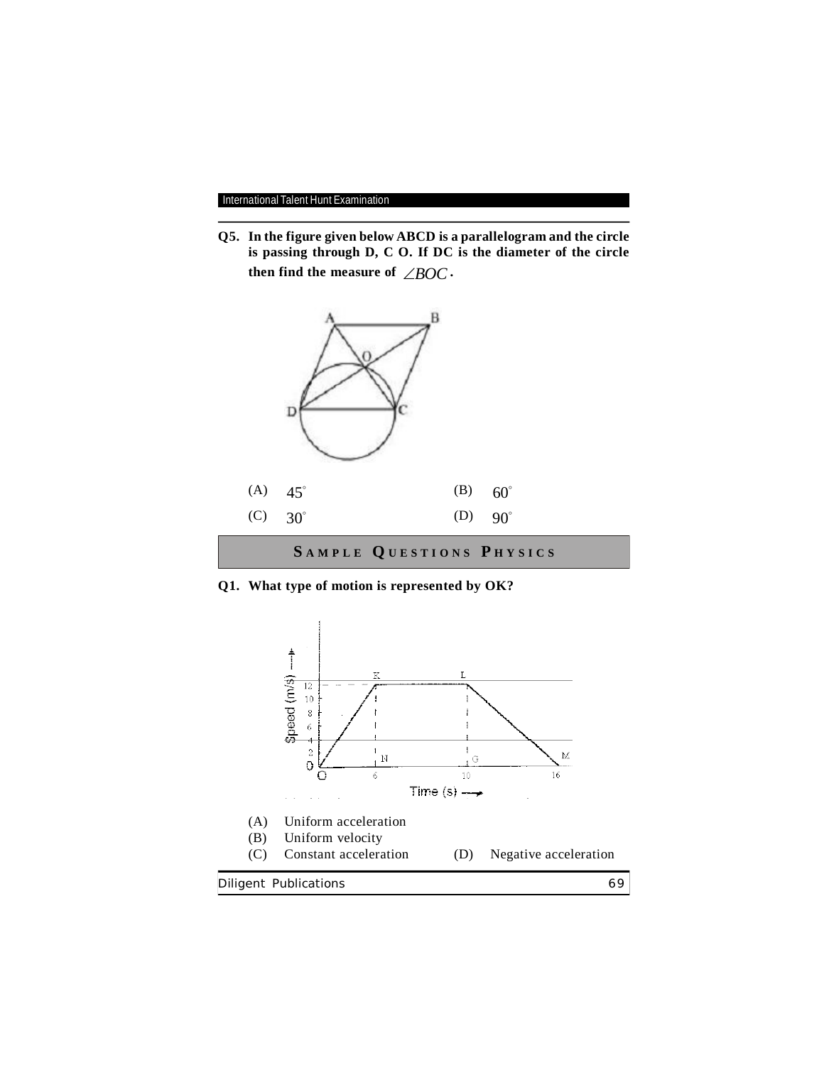**Q5. In the figure given below ABCD is a parallelogram and the circle is passing through D, C O. If DC is the diameter of the circle then find the measure of $\angle BOC$.**

(A) $45^\circ$ (B) $60^\circ$

(C) $30^\circ$ (D) $90^\circ$

## SAMPLE QUESTIONS PHYSICS

**Q1. What type of motion is represented by OK?**

(A) Uniform acceleration

(B) Uniform velocity

(C) Constant acceleration (D) Negative acceleration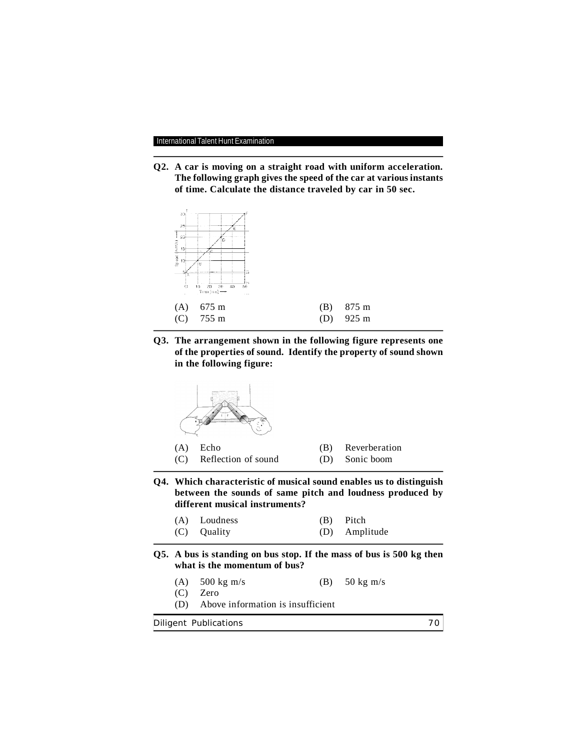**Q2. A car is moving on a straight road with uniform acceleration. The following graph gives the speed of the car at various instants of time. Calculate the distance traveled by car in 50 sec.**

| (A) 675 m | (B) 875 m |
|---|---|
| (C) 755 m | (D) 925 m |

**Q3. The arrangement shown in the following figure represents one of the properties of sound. Identify the property of sound shown in the following figure:**

| (A) Echo | (B) Reverberation |
|---|---|
| (C) Reflection of sound | (D) Sonic boom |

**Q4. Which characteristic of musical sound enables us to distinguish between the sounds of same pitch and loudness produced by different musical instruments?**

| (A) Loudness | (B) Pitch |
|---|---|
| (C) Quality | (D) Amplitude |

**Q5. A bus is standing on bus stop. If the mass of bus is 500 kg then what is the momentum of bus?**

(A) 500 kg m/s (B) 50 kg m/s

(C) Zero

(D) Above information is insufficient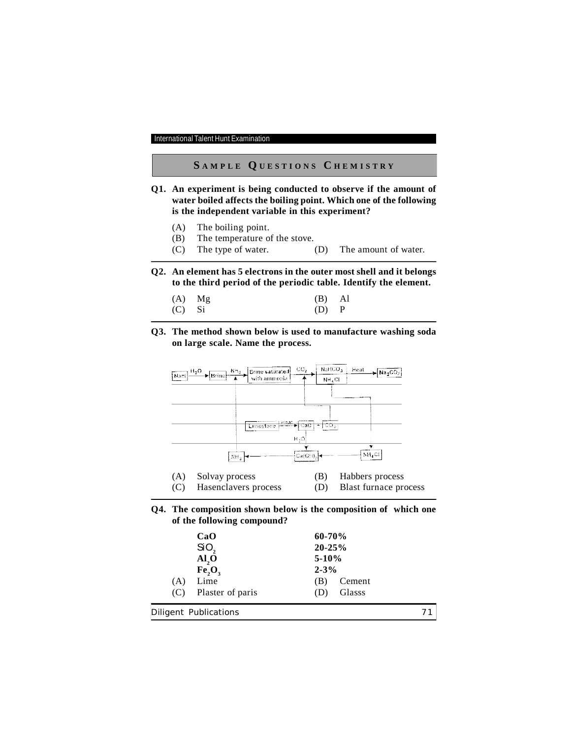## Sample Questions Chemistry

**Q1. An experiment is being conducted to observe if the amount of water boiled affects the boiling point. Which one of the following is the independent variable in this experiment?**

(A) The boiling point.
(B) The temperature of the stove.
(C) The type of water.
(D) The amount of water.

**Q2. An element has 5 electrons in the outer most shell and it belongs to the third period of the periodic table. Identify the element.**

(A) Mg
(B) Al
(C) Si
(D) P

**Q3. The method shown below is used to manufacture washing soda on large scale. Name the process.**

(A) Solvay process
(B) Habbers process
(C) Hasenclavers process
(D) Blast furnace process

**Q4. The composition shown below is the composition of which one of the following compound?**

| | |
|---|---|
| **CaO** | **60-70%** |
| **$SiO_2$** | **20-25%** |
| **$Al_2O$** | **5-10%** |
| **$Fe_2O_3$** | **2-3%** |

(A) Lime
(B) Cement
(C) Plaster of paris
(D) Glasss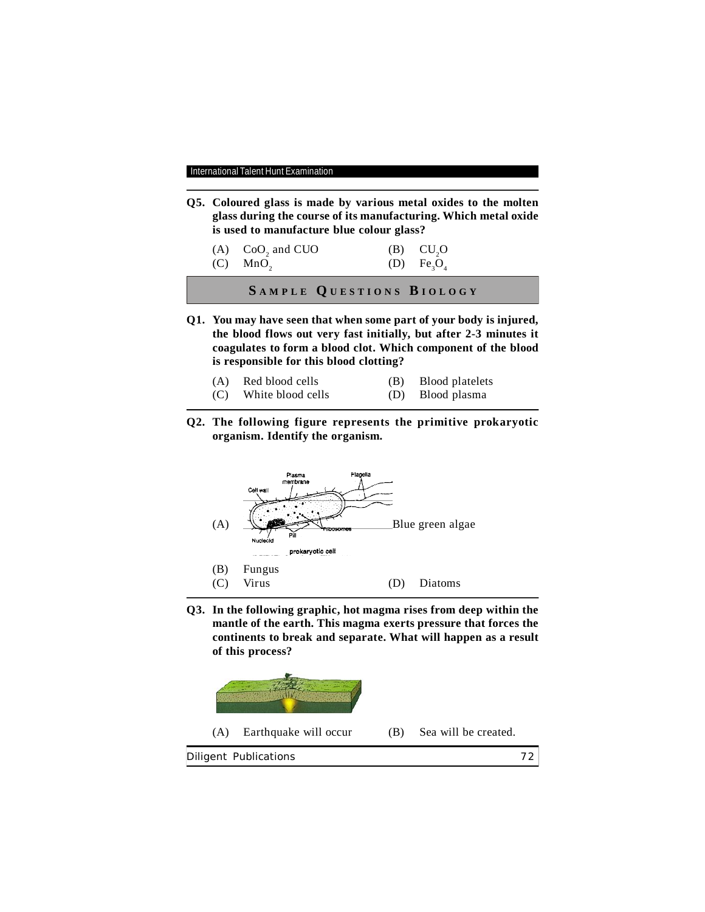**Q5. Coloured glass is made by various metal oxides to the molten glass during the course of its manufacturing. Which metal oxide is used to manufacture blue colour glass?**

(A) $CoO_2$ and CUO (B) $CU_2O$

(C) $MnO_2$ (D) $Fe_3O_4$

## SAMPLE QUESTIONS BIOLOGY

**Q1. You may have seen that when some part of your body is injured, the blood flows out very fast initially, but after 2-3 minutes it coagulates to form a blood clot. Which component of the blood is responsible for this blood clotting?**

(A) Red blood cells (B) Blood platelets

(C) White blood cells (D) Blood plasma

**Q2. The following figure represents the primitive prokaryotic organism. Identify the organism.**

(A) Blue green algae

(B) Fungus

(C) Virus (D) Diatoms

**Q3. In the following graphic, hot magma rises from deep within the mantle of the earth. This magma exerts pressure that forces the continents to break and separate. What will happen as a result of this process?**

(A) Earthquake will occur (B) Sea will be created.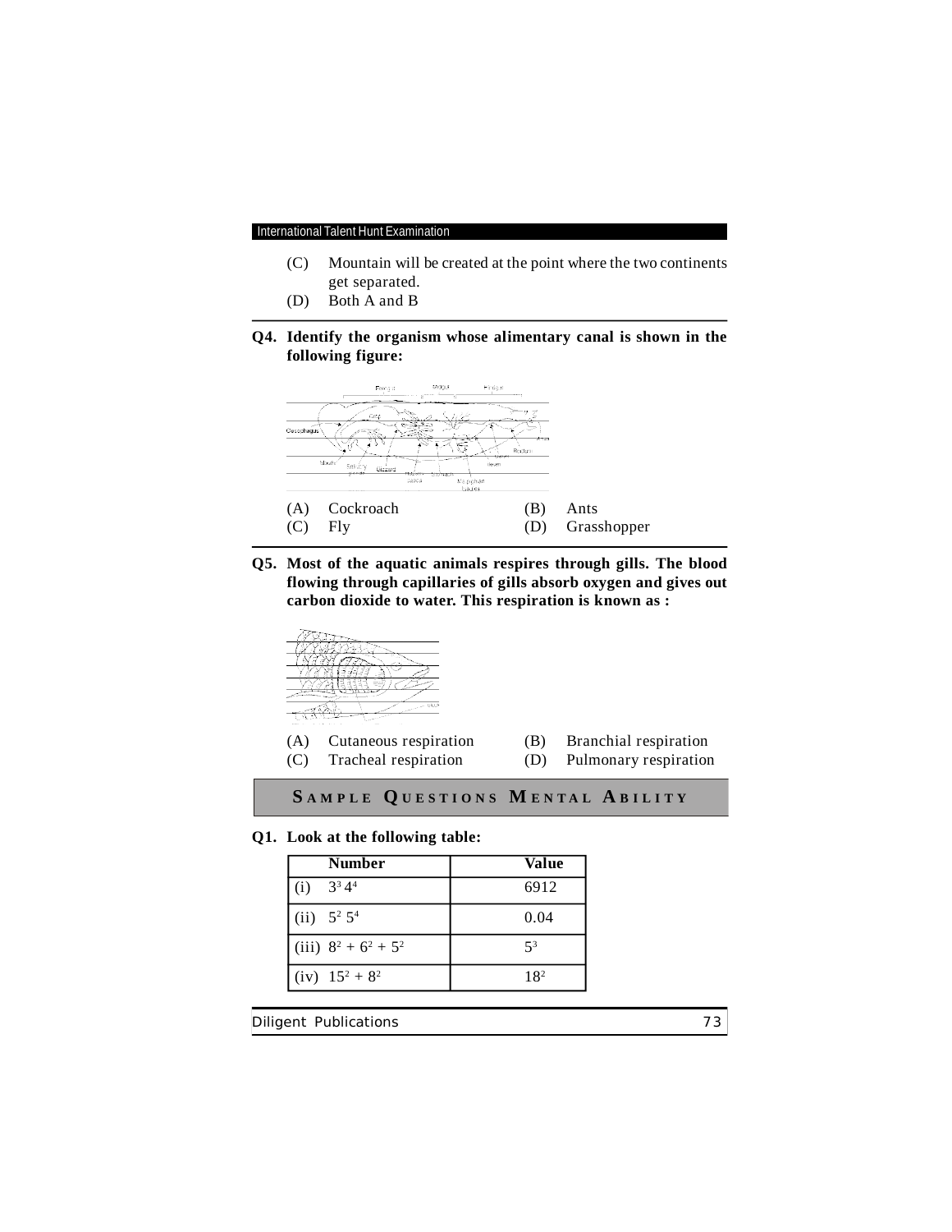(C) Mountain will be created at the point where the two continents get separated.

(D) Both A and B

**Q4. Identify the organism whose alimentary canal is shown in the following figure:**

(A) Cockroach (B) Ants

(C) Fly (D) Grasshopper

**Q5. Most of the aquatic animals respires through gills. The blood flowing through capillaries of gills absorb oxygen and gives out carbon dioxide to water. This respiration is known as :**

(A) Cutaneous respiration (B) Branchial respiration

(C) Tracheal respiration (D) Pulmonary respiration

## SAMPLE QUESTIONS MENTAL ABILITY

**Q1. Look at the following table:**

| Number | Value |
|---|---|
| (i) $3^3 4^4$ | 6912 |
| (ii) $5^2 5^4$ | 0.04 |
| (iii) $8^2 + 6^2 + 5^2$ | $5^3$ |
| (iv) $15^2 + 8^2$ | $18^2$ |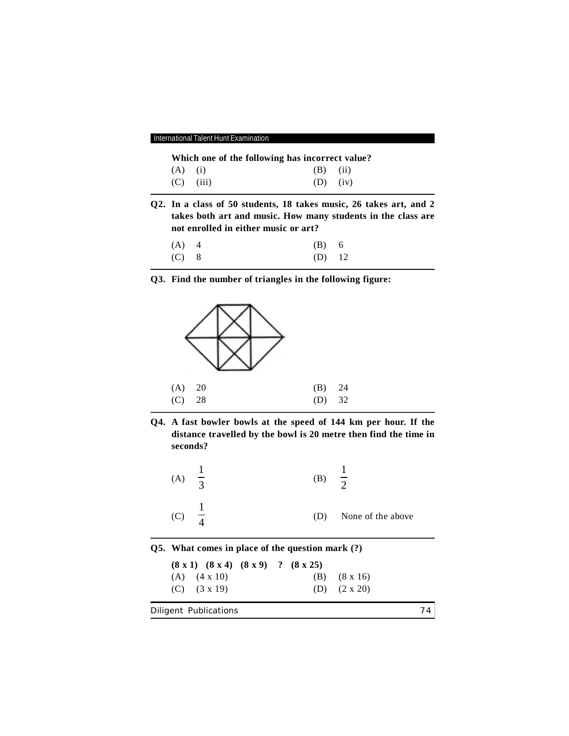**Which one of the following has incorrect value?**

(A) (i)  (B) (ii)
(C) (iii)  (D) (iv)

---

**Q2. In a class of 50 students, 18 takes music, 26 takes art, and 2 takes both art and music. How many students in the class are not enrolled in either music or art?**

(A) 4  (B) 6
(C) 8  (D) 12

---

**Q3. Find the number of triangles in the following figure:**

(A) 20  (B) 24
(C) 28  (D) 32

---

**Q4. A fast bowler bowls at the speed of 144 km per hour. If the distance travelled by the bowl is 20 metre then find the time in seconds?**

(A) $\frac{1}{3}$  (B) $\frac{1}{2}$

(C) $\frac{1}{4}$  (D) None of the above

---

**Q5. What comes in place of the question mark (?)**

**(8 x 1) (8 x 4) (8 x 9) ? (8 x 25)**

(A) (4 x 10)  (B) (8 x 16)
(C) (3 x 19)  (D) (2 x 20)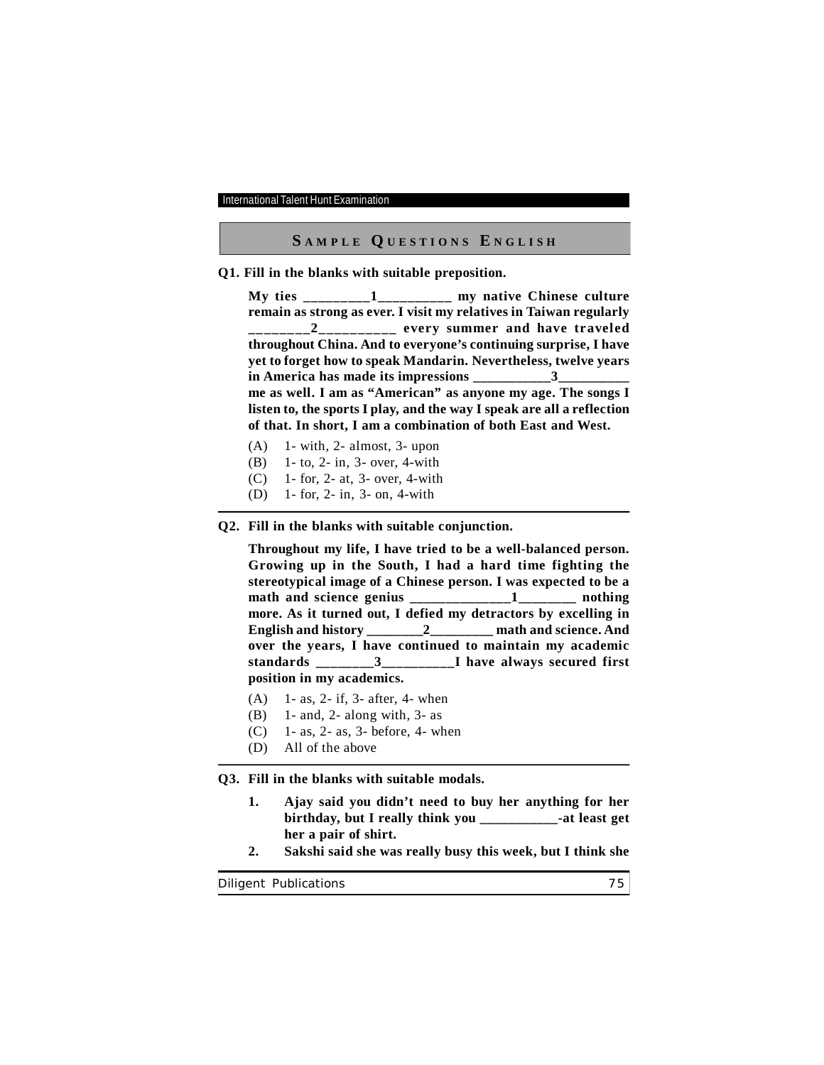## SAMPLE QUESTIONS ENGLISH

**Q1. Fill in the blanks with suitable preposition.**

**My ties _________1__________ my native Chinese culture remain as strong as ever. I visit my relatives in Taiwan regularly ________2__________ every summer and have traveled throughout China. And to everyone's continuing surprise, I have yet to forget how to speak Mandarin. Nevertheless, twelve years in America has made its impressions ___________3__________ me as well. I am as "American" as anyone my age. The songs I listen to, the sports I play, and the way I speak are all a reflection of that. In short, I am a combination of both East and West.**

(A) 1- with, 2- almost, 3- upon
(B) 1- to, 2- in, 3- over, 4-with
(C) 1- for, 2- at, 3- over, 4-with
(D) 1- for, 2- in, 3- on, 4-with

---

**Q2. Fill in the blanks with suitable conjunction.**

**Throughout my life, I have tried to be a well-balanced person. Growing up in the South, I had a hard time fighting the stereotypical image of a Chinese person. I was expected to be a math and science genius ______________1________ nothing more. As it turned out, I defied my detractors by excelling in English and history ________2_________ math and science. And over the years, I have continued to maintain my academic standards ________3__________I have always secured first position in my academics.**

(A) 1- as, 2- if, 3- after, 4- when
(B) 1- and, 2- along with, 3- as
(C) 1- as, 2- as, 3- before, 4- when
(D) All of the above

---

**Q3. Fill in the blanks with suitable modals.**

1. **Ajay said you didn't need to buy her anything for her birthday, but I really think you ___________-at least get her a pair of shirt.**
2. **Sakshi said she was really busy this week, but I think she**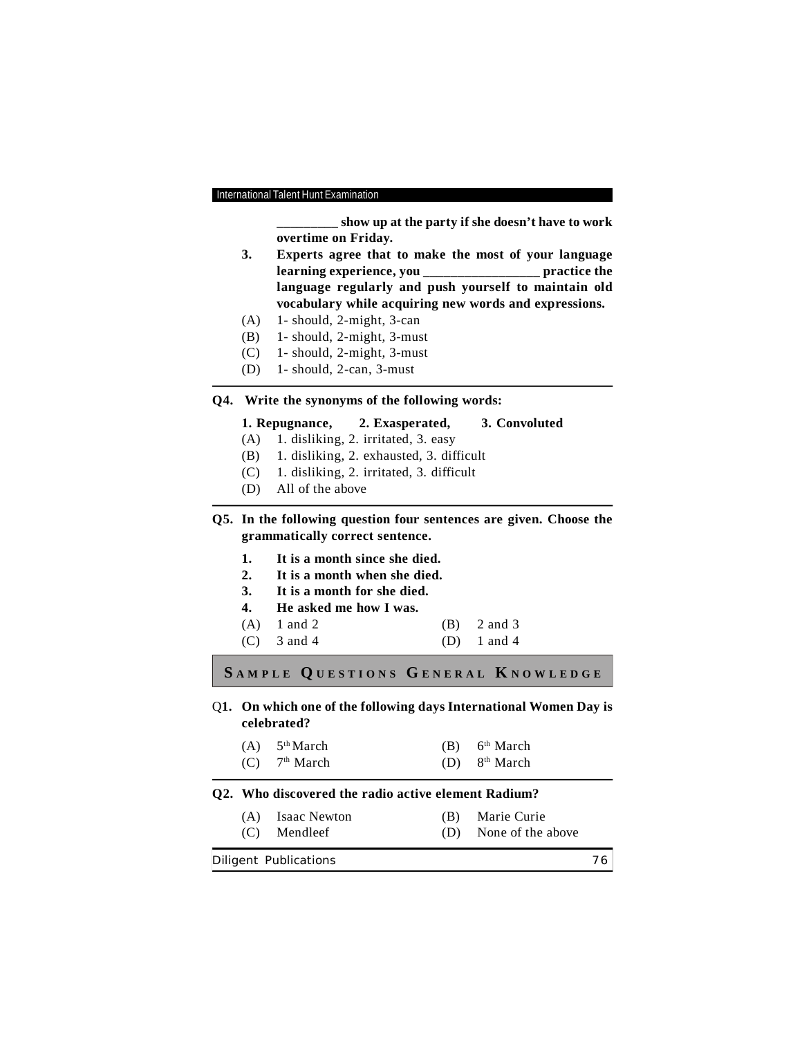**_________ show up at the party if she doesn't have to work overtime on Friday.**

3. **Experts agree that to make the most of your language learning experience, you _________________ practice the language regularly and push yourself to maintain old vocabulary while acquiring new words and expressions.**

(A) 1- should, 2-might, 3-can

(B) 1- should, 2-might, 3-must

(C) 1- should, 2-might, 3-must

(D) 1- should, 2-can, 3-must

---

**Q4. Write the synonyms of the following words:**

**1. Repugnance, 2. Exasperated, 3. Convoluted**

(A) 1. disliking, 2. irritated, 3. easy

(B) 1. disliking, 2. exhausted, 3. difficult

(C) 1. disliking, 2. irritated, 3. difficult

(D) All of the above

---

**Q5. In the following question four sentences are given. Choose the grammatically correct sentence.**

1. **It is a month since she died.**
2. **It is a month when she died.**
3. **It is a month for she died.**
4. **He asked me how I was.**

(A) 1 and 2 (B) 2 and 3

(C) 3 and 4 (D) 1 and 4

## SAMPLE QUESTIONS GENERAL KNOWLEDGE

**Q1. On which one of the following days International Women Day is celebrated?**

(A) 5th March (B) 6th March

(C) 7th March (D) 8th March

---

**Q2. Who discovered the radio active element Radium?**

(A) Isaac Newton (B) Marie Curie

(C) Mendleef (D) None of the above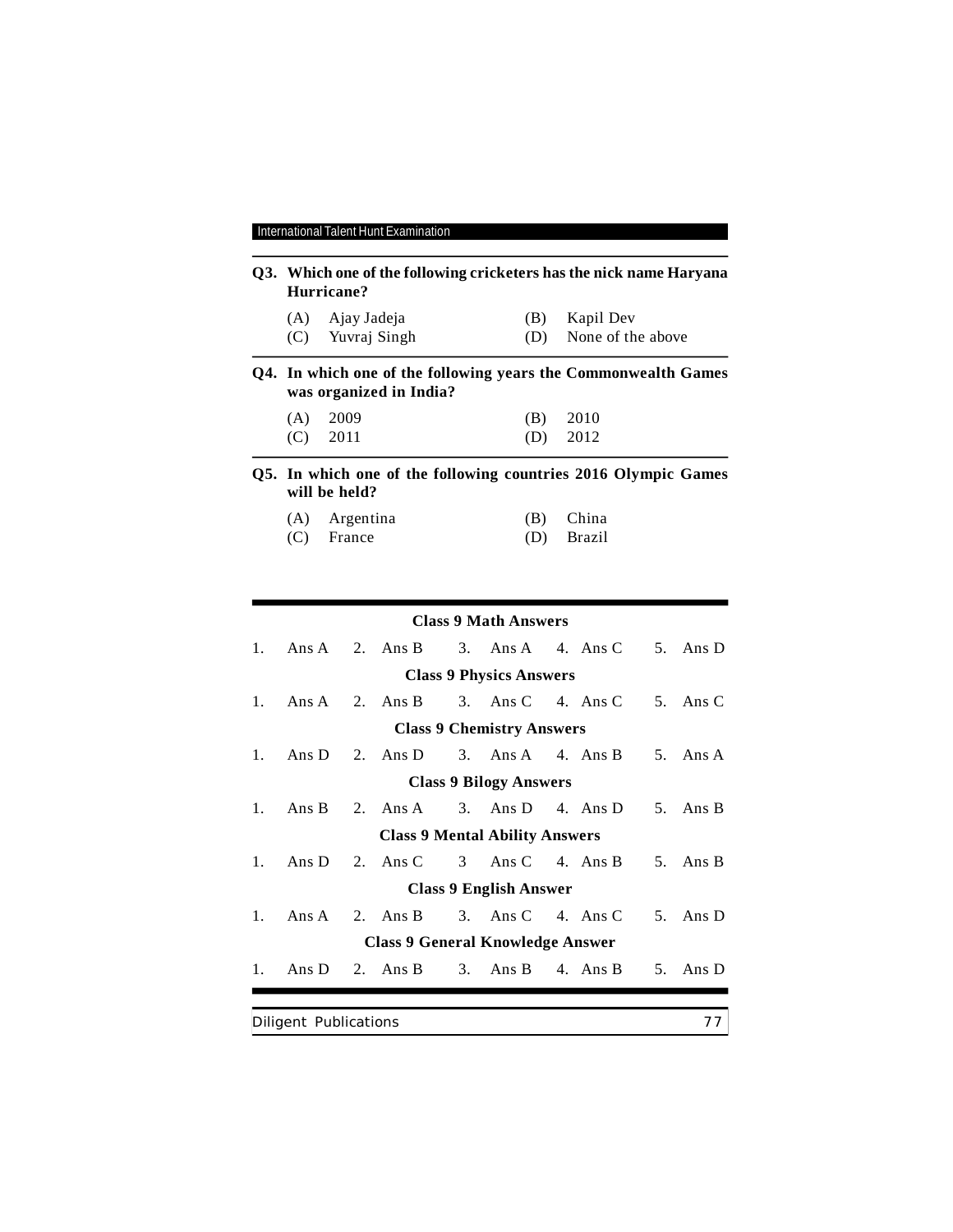**Q3. Which one of the following cricketers has the nick name Haryana Hurricane?**

(A) Ajay Jadeja
(B) Kapil Dev
(C) Yuvraj Singh
(D) None of the above

**Q4. In which one of the following years the Commonwealth Games was organized in India?**

(A) 2009
(B) 2010
(C) 2011
(D) 2012

**Q5. In which one of the following countries 2016 Olympic Games will be held?**

(A) Argentina
(B) China
(C) France
(D) Brazil

**Class 9 Math Answers**

1. Ans A 2. Ans B 3. Ans A 4. Ans C 5. Ans D

**Class 9 Physics Answers**

1. Ans A 2. Ans B 3. Ans C 4. Ans C 5. Ans C

**Class 9 Chemistry Answers**

1. Ans D 2. Ans D 3. Ans A 4. Ans B 5. Ans A

**Class 9 Bilogy Answers**

1. Ans B 2. Ans A 3. Ans D 4. Ans D 5. Ans B

**Class 9 Mental Ability Answers**

1. Ans D 2. Ans C 3 Ans C 4. Ans B 5. Ans B

**Class 9 English Answer**

1. Ans A 2. Ans B 3. Ans C 4. Ans C 5. Ans D

**Class 9 General Knowledge Answer**

1. Ans D 2. Ans B 3. Ans B 4. Ans B 5. Ans D